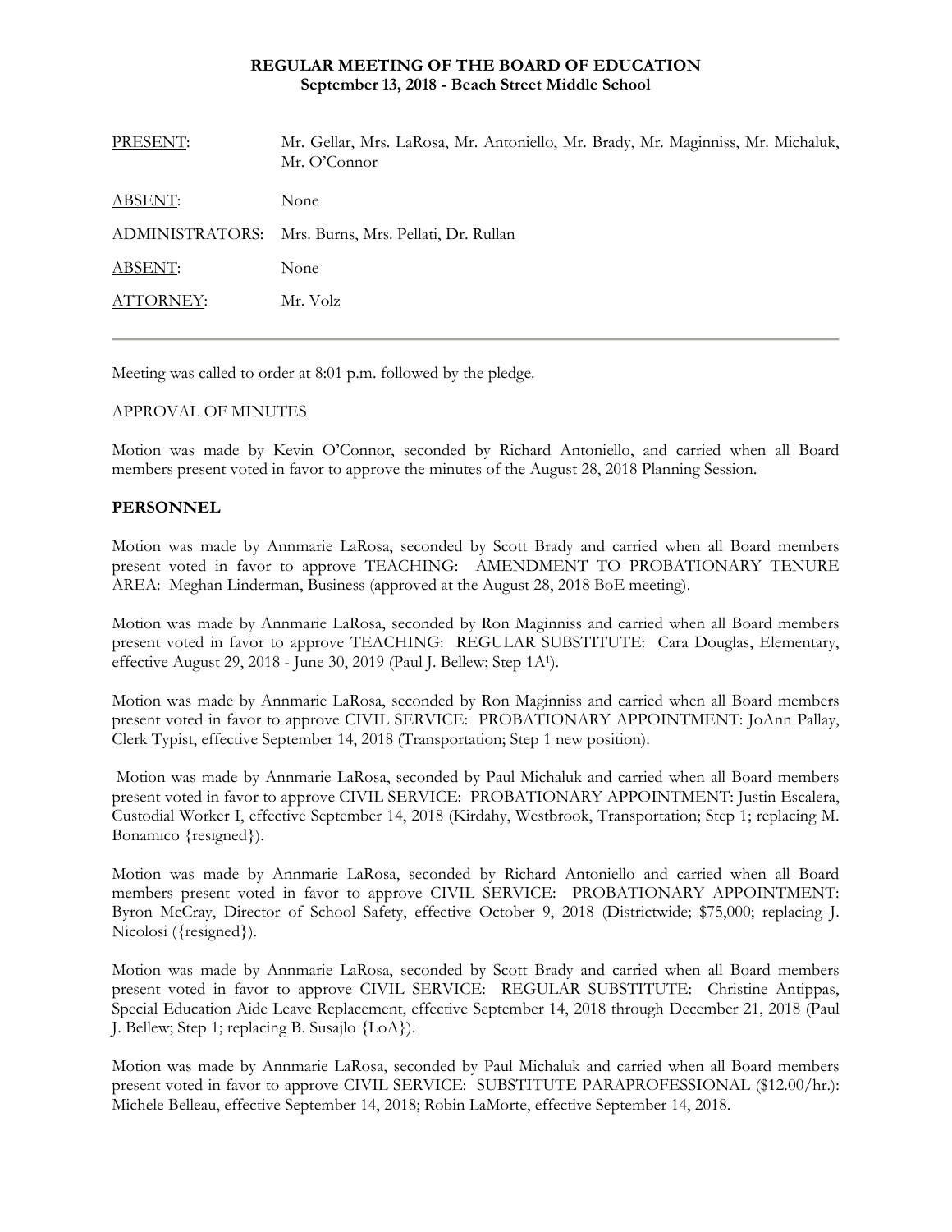**REGULAR MEETING OF THE BOARD OF EDUCATION**
**September 13, 2018 - Beach Street Middle School**

| | |
|---|---|
| PRESENT: | Mr. Gellar, Mrs. LaRosa, Mr. Antoniello, Mr. Brady, Mr. Maginniss, Mr. Michaluk, Mr. O'Connor |
| ABSENT: | None |
| ADMINISTRATORS: | Mrs. Burns, Mrs. Pellati, Dr. Rullan |
| ABSENT: | None |
| ATTORNEY: | Mr. Volz |

---

Meeting was called to order at 8:01 p.m. followed by the pledge.

APPROVAL OF MINUTES

Motion was made by Kevin O'Connor, seconded by Richard Antoniello, and carried when all Board members present voted in favor to approve the minutes of the August 28, 2018 Planning Session.

**PERSONNEL**

Motion was made by Annmarie LaRosa, seconded by Scott Brady and carried when all Board members present voted in favor to approve TEACHING: AMENDMENT TO PROBATIONARY TENURE AREA: Meghan Linderman, Business (approved at the August 28, 2018 BoE meeting).

Motion was made by Annmarie LaRosa, seconded by Ron Maginniss and carried when all Board members present voted in favor to approve TEACHING: REGULAR SUBSTITUTE: Cara Douglas, Elementary, effective August 29, 2018 - June 30, 2019 (Paul J. Bellew; Step 1A[1]).

Motion was made by Annmarie LaRosa, seconded by Ron Maginniss and carried when all Board members present voted in favor to approve CIVIL SERVICE: PROBATIONARY APPOINTMENT: JoAnn Pallay, Clerk Typist, effective September 14, 2018 (Transportation; Step 1 new position).

Motion was made by Annmarie LaRosa, seconded by Paul Michaluk and carried when all Board members present voted in favor to approve CIVIL SERVICE: PROBATIONARY APPOINTMENT: Justin Escalera, Custodial Worker I, effective September 14, 2018 (Kirdahy, Westbrook, Transportation; Step 1; replacing M. Bonamico {resigned}).

Motion was made by Annmarie LaRosa, seconded by Richard Antoniello and carried when all Board members present voted in favor to approve CIVIL SERVICE: PROBATIONARY APPOINTMENT: Byron McCray, Director of School Safety, effective October 9, 2018 (Districtwide; $75,000; replacing J. Nicolosi ({resigned}).

Motion was made by Annmarie LaRosa, seconded by Scott Brady and carried when all Board members present voted in favor to approve CIVIL SERVICE: REGULAR SUBSTITUTE: Christine Antippas, Special Education Aide Leave Replacement, effective September 14, 2018 through December 21, 2018 (Paul J. Bellew; Step 1; replacing B. Susajlo {LoA}).

Motion was made by Annmarie LaRosa, seconded by Paul Michaluk and carried when all Board members present voted in favor to approve CIVIL SERVICE: SUBSTITUTE PARAPROFESSIONAL ($12.00/hr.): Michele Belleau, effective September 14, 2018; Robin LaMorte, effective September 14, 2018.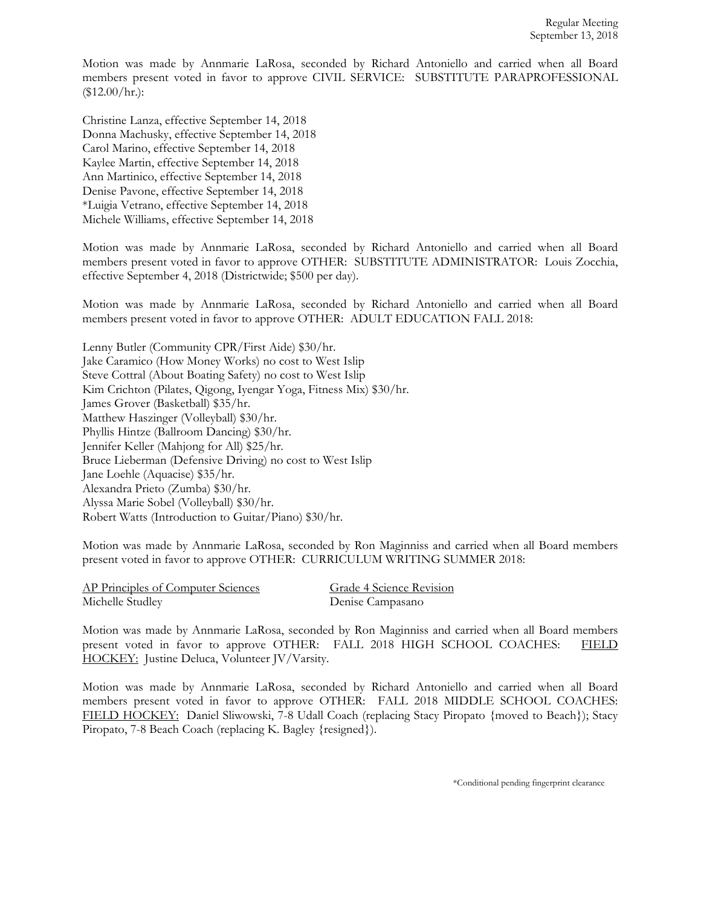Motion was made by Annmarie LaRosa, seconded by Richard Antoniello and carried when all Board members present voted in favor to approve CIVIL SERVICE: SUBSTITUTE PARAPROFESSIONAL ($12.00/hr.):

Christine Lanza, effective September 14, 2018
Donna Machusky, effective September 14, 2018
Carol Marino, effective September 14, 2018
Kaylee Martin, effective September 14, 2018
Ann Martinico, effective September 14, 2018
Denise Pavone, effective September 14, 2018
*Luigia Vetrano, effective September 14, 2018
Michele Williams, effective September 14, 2018

Motion was made by Annmarie LaRosa, seconded by Richard Antoniello and carried when all Board members present voted in favor to approve OTHER: SUBSTITUTE ADMINISTRATOR: Louis Zocchia, effective September 4, 2018 (Districtwide; $500 per day).

Motion was made by Annmarie LaRosa, seconded by Richard Antoniello and carried when all Board members present voted in favor to approve OTHER: ADULT EDUCATION FALL 2018:

Lenny Butler (Community CPR/First Aide) $30/hr.
Jake Caramico (How Money Works) no cost to West Islip
Steve Cottral (About Boating Safety) no cost to West Islip
Kim Crichton (Pilates, Qigong, Iyengar Yoga, Fitness Mix) $30/hr.
James Grover (Basketball) $35/hr.
Matthew Haszinger (Volleyball) $30/hr.
Phyllis Hintze (Ballroom Dancing) $30/hr.
Jennifer Keller (Mahjong for All) $25/hr.
Bruce Lieberman (Defensive Driving) no cost to West Islip
Jane Loehle (Aquacise) $35/hr.
Alexandra Prieto (Zumba) $30/hr.
Alyssa Marie Sobel (Volleyball) $30/hr.
Robert Watts (Introduction to Guitar/Piano) $30/hr.

Motion was made by Annmarie LaRosa, seconded by Ron Maginniss and carried when all Board members present voted in favor to approve OTHER: CURRICULUM WRITING SUMMER 2018:

| AP Principles of Computer Sciences | Grade 4 Science Revision |
|---|---|
| Michelle Studley | Denise Campasano |

Motion was made by Annmarie LaRosa, seconded by Ron Maginniss and carried when all Board members present voted in favor to approve OTHER: FALL 2018 HIGH SCHOOL COACHES: FIELD HOCKEY: Justine Deluca, Volunteer JV/Varsity.

Motion was made by Annmarie LaRosa, seconded by Richard Antoniello and carried when all Board members present voted in favor to approve OTHER: FALL 2018 MIDDLE SCHOOL COACHES: FIELD HOCKEY: Daniel Sliwowski, 7-8 Udall Coach (replacing Stacy Piropato {moved to Beach}); Stacy Piropato, 7-8 Beach Coach (replacing K. Bagley {resigned}).

*Conditional pending fingerprint clearance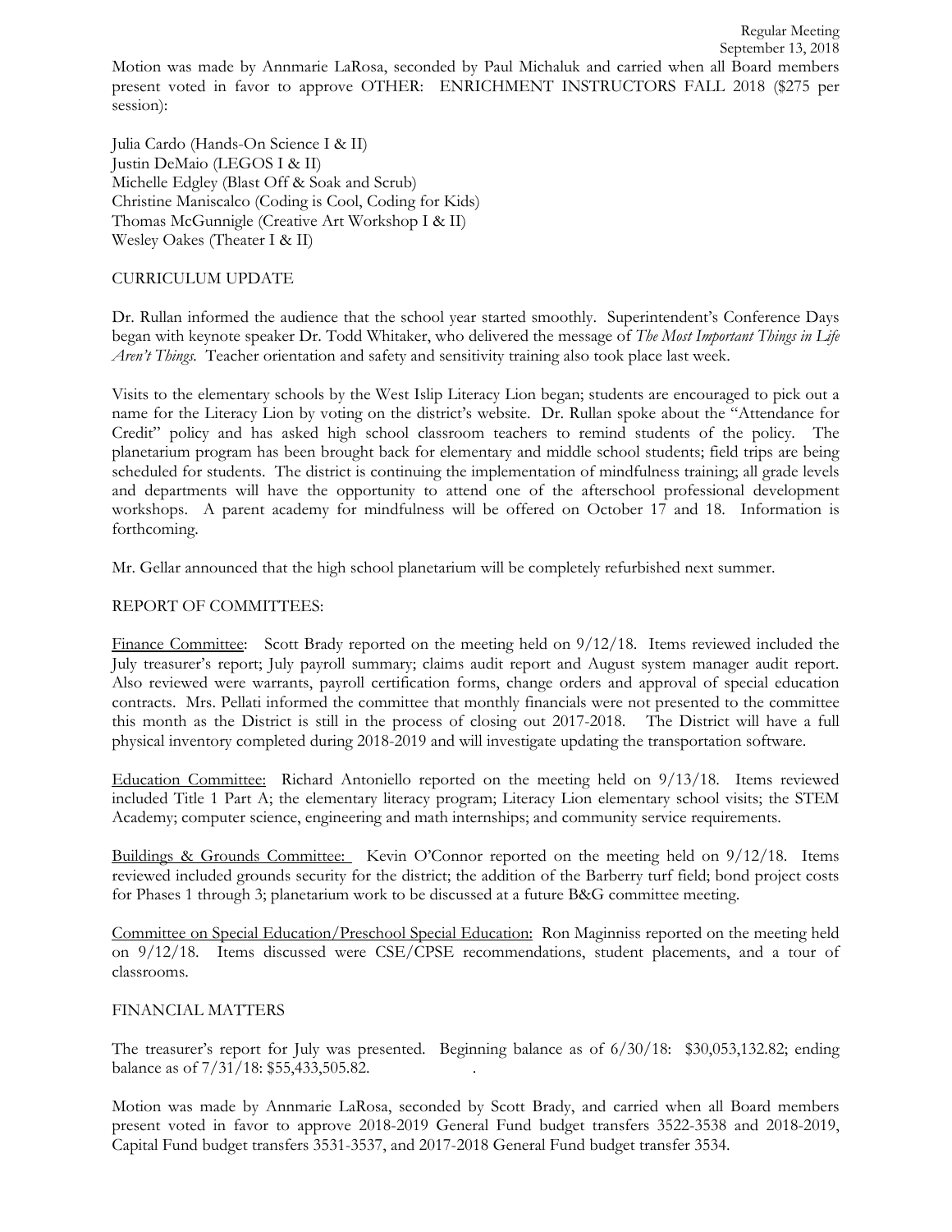Motion was made by Annmarie LaRosa, seconded by Paul Michaluk and carried when all Board members present voted in favor to approve OTHER: ENRICHMENT INSTRUCTORS FALL 2018 ($275 per session):

Julia Cardo (Hands-On Science I & II)
Justin DeMaio (LEGOS I & II)
Michelle Edgley (Blast Off & Soak and Scrub)
Christine Maniscalco (Coding is Cool, Coding for Kids)
Thomas McGunnigle (Creative Art Workshop I & II)
Wesley Oakes (Theater I & II)

CURRICULUM UPDATE

Dr. Rullan informed the audience that the school year started smoothly. Superintendent's Conference Days began with keynote speaker Dr. Todd Whitaker, who delivered the message of *The Most Important Things in Life Aren't Things*. Teacher orientation and safety and sensitivity training also took place last week.

Visits to the elementary schools by the West Islip Literacy Lion began; students are encouraged to pick out a name for the Literacy Lion by voting on the district's website. Dr. Rullan spoke about the "Attendance for Credit" policy and has asked high school classroom teachers to remind students of the policy. The planetarium program has been brought back for elementary and middle school students; field trips are being scheduled for students. The district is continuing the implementation of mindfulness training; all grade levels and departments will have the opportunity to attend one of the afterschool professional development workshops. A parent academy for mindfulness will be offered on October 17 and 18. Information is forthcoming.

Mr. Gellar announced that the high school planetarium will be completely refurbished next summer.

REPORT OF COMMITTEES:

Finance Committee: Scott Brady reported on the meeting held on 9/12/18. Items reviewed included the July treasurer's report; July payroll summary; claims audit report and August system manager audit report. Also reviewed were warrants, payroll certification forms, change orders and approval of special education contracts. Mrs. Pellati informed the committee that monthly financials were not presented to the committee this month as the District is still in the process of closing out 2017-2018. The District will have a full physical inventory completed during 2018-2019 and will investigate updating the transportation software.

Education Committee: Richard Antoniello reported on the meeting held on 9/13/18. Items reviewed included Title 1 Part A; the elementary literacy program; Literacy Lion elementary school visits; the STEM Academy; computer science, engineering and math internships; and community service requirements.

Buildings & Grounds Committee: Kevin O'Connor reported on the meeting held on 9/12/18. Items reviewed included grounds security for the district; the addition of the Barberry turf field; bond project costs for Phases 1 through 3; planetarium work to be discussed at a future B&G committee meeting.

Committee on Special Education/Preschool Special Education: Ron Maginniss reported on the meeting held on 9/12/18. Items discussed were CSE/CPSE recommendations, student placements, and a tour of classrooms.

FINANCIAL MATTERS

The treasurer's report for July was presented. Beginning balance as of 6/30/18: $30,053,132.82; ending balance as of 7/31/18: $55,433,505.82.

Motion was made by Annmarie LaRosa, seconded by Scott Brady, and carried when all Board members present voted in favor to approve 2018-2019 General Fund budget transfers 3522-3538 and 2018-2019, Capital Fund budget transfers 3531-3537, and 2017-2018 General Fund budget transfer 3534.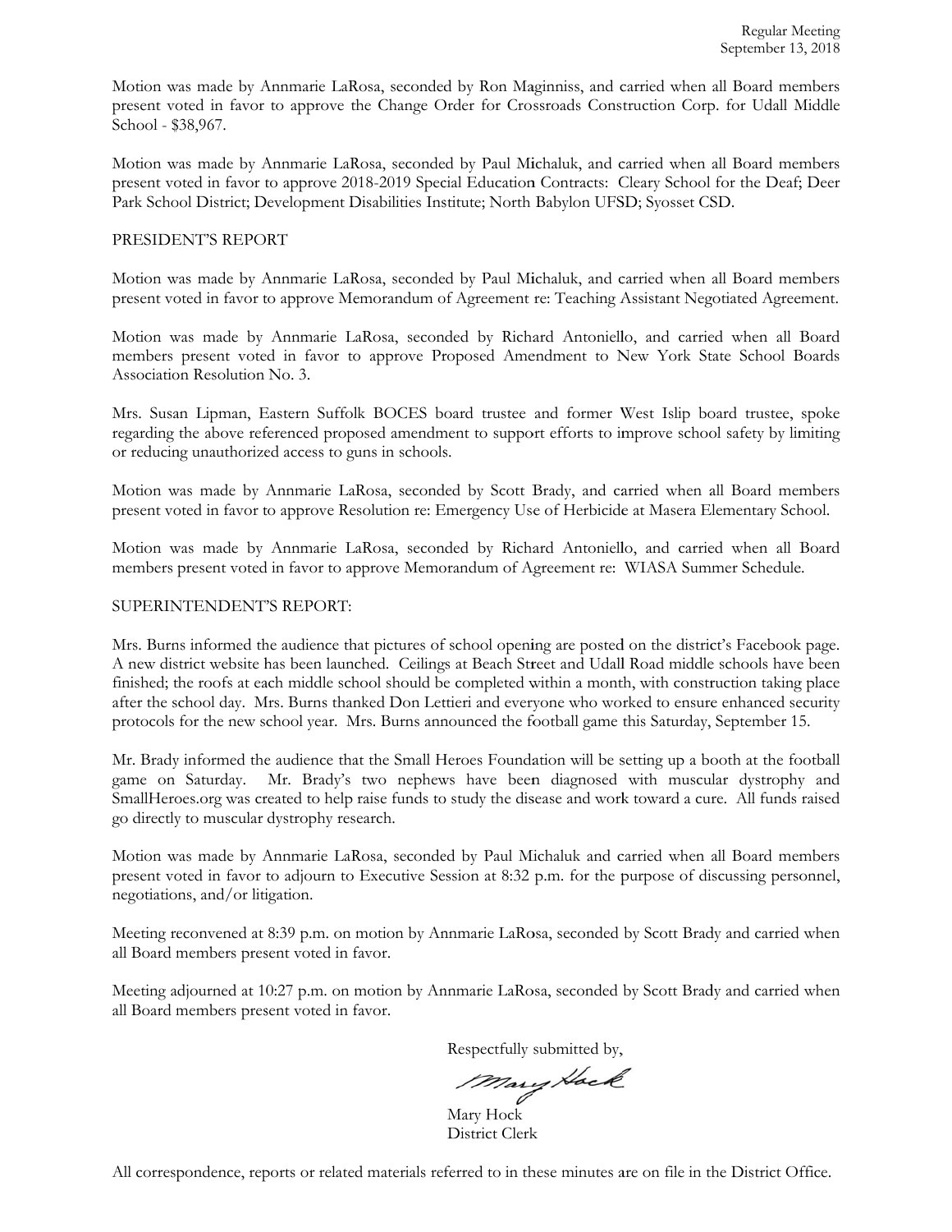Motion was made by Annmarie LaRosa, seconded by Ron Maginniss, and carried when all Board members present voted in favor to approve the Change Order for Crossroads Construction Corp. for Udall Middle School - $38,967.

Motion was made by Annmarie LaRosa, seconded by Paul Michaluk, and carried when all Board members present voted in favor to approve 2018-2019 Special Education Contracts: Cleary School for the Deaf; Deer Park School District; Development Disabilities Institute; North Babylon UFSD; Syosset CSD.

PRESIDENT'S REPORT

Motion was made by Annmarie LaRosa, seconded by Paul Michaluk, and carried when all Board members present voted in favor to approve Memorandum of Agreement re: Teaching Assistant Negotiated Agreement.

Motion was made by Annmarie LaRosa, seconded by Richard Antoniello, and carried when all Board members present voted in favor to approve Proposed Amendment to New York State School Boards Association Resolution No. 3.

Mrs. Susan Lipman, Eastern Suffolk BOCES board trustee and former West Islip board trustee, spoke regarding the above referenced proposed amendment to support efforts to improve school safety by limiting or reducing unauthorized access to guns in schools.

Motion was made by Annmarie LaRosa, seconded by Scott Brady, and carried when all Board members present voted in favor to approve Resolution re: Emergency Use of Herbicide at Masera Elementary School.

Motion was made by Annmarie LaRosa, seconded by Richard Antoniello, and carried when all Board members present voted in favor to approve Memorandum of Agreement re: WIASA Summer Schedule.

SUPERINTENDENT'S REPORT:

Mrs. Burns informed the audience that pictures of school opening are posted on the district's Facebook page. A new district website has been launched. Ceilings at Beach Street and Udall Road middle schools have been finished; the roofs at each middle school should be completed within a month, with construction taking place after the school day. Mrs. Burns thanked Don Lettieri and everyone who worked to ensure enhanced security protocols for the new school year. Mrs. Burns announced the football game this Saturday, September 15.

Mr. Brady informed the audience that the Small Heroes Foundation will be setting up a booth at the football game on Saturday. Mr. Brady's two nephews have been diagnosed with muscular dystrophy and SmallHeroes.org was created to help raise funds to study the disease and work toward a cure. All funds raised go directly to muscular dystrophy research.

Motion was made by Annmarie LaRosa, seconded by Paul Michaluk and carried when all Board members present voted in favor to adjourn to Executive Session at 8:32 p.m. for the purpose of discussing personnel, negotiations, and/or litigation.

Meeting reconvened at 8:39 p.m. on motion by Annmarie LaRosa, seconded by Scott Brady and carried when all Board members present voted in favor.

Meeting adjourned at 10:27 p.m. on motion by Annmarie LaRosa, seconded by Scott Brady and carried when all Board members present voted in favor.

Respectfully submitted by,

Mary Hock

Mary Hock
District Clerk

All correspondence, reports or related materials referred to in these minutes are on file in the District Office.